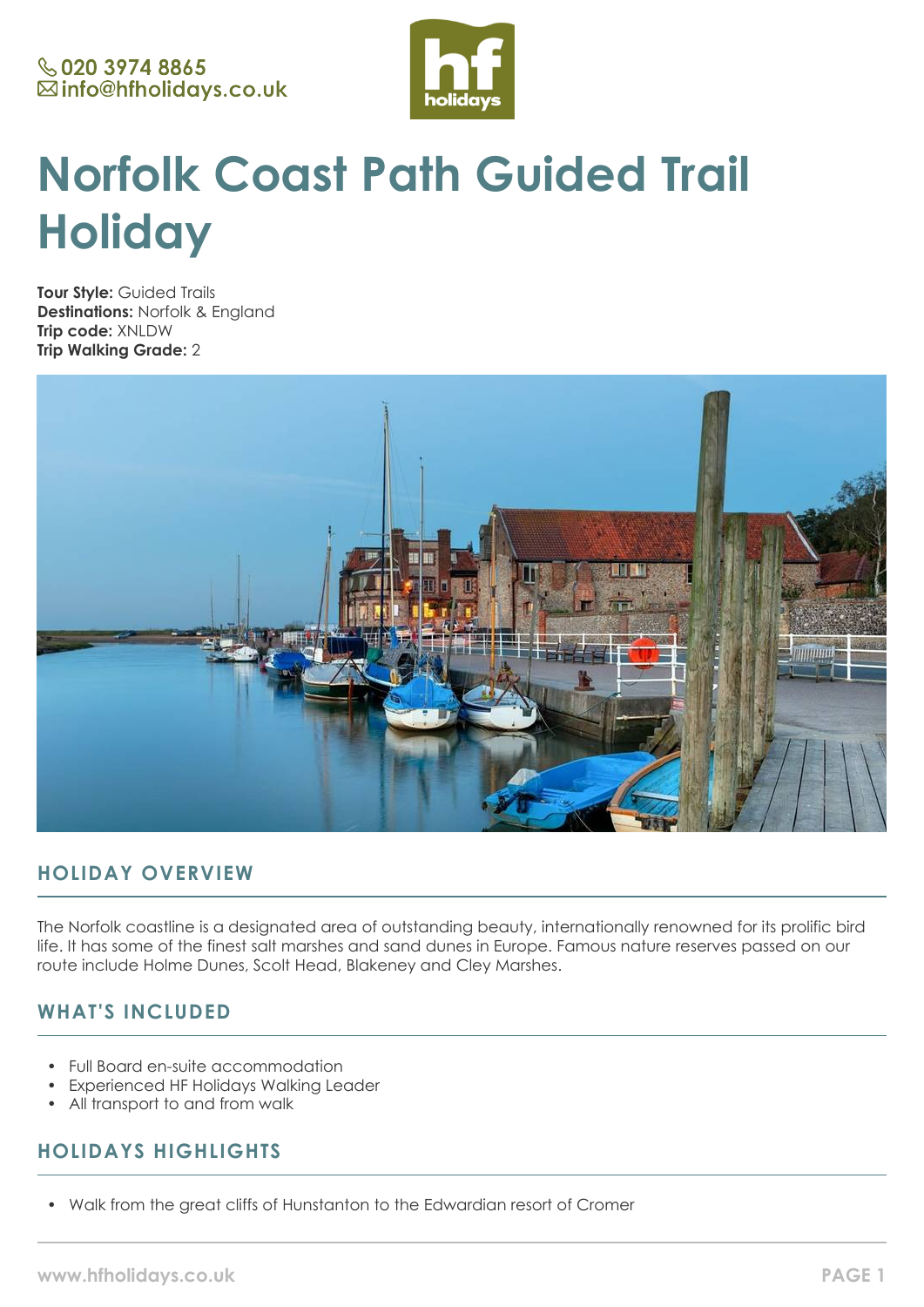📞020 3974 8865
✉info@hfholidays.co.uk

# Norfolk Coast Path Guided Trail Holiday

**Tour Style:** Guided Trails
**Destinations:** Norfolk & England
**Trip code:** XNLDW
**Trip Walking Grade:** 2

## HOLIDAY OVERVIEW

The Norfolk coastline is a designated area of outstanding beauty, internationally renowned for its prolific bird life. It has some of the finest salt marshes and sand dunes in Europe. Famous nature reserves passed on our route include Holme Dunes, Scolt Head, Blakeney and Cley Marshes.

## WHAT'S INCLUDED

- Full Board en-suite accommodation
- Experienced HF Holidays Walking Leader
- All transport to and from walk

## HOLIDAYS HIGHLIGHTS

- Walk from the great cliffs of Hunstanton to the Edwardian resort of Cromer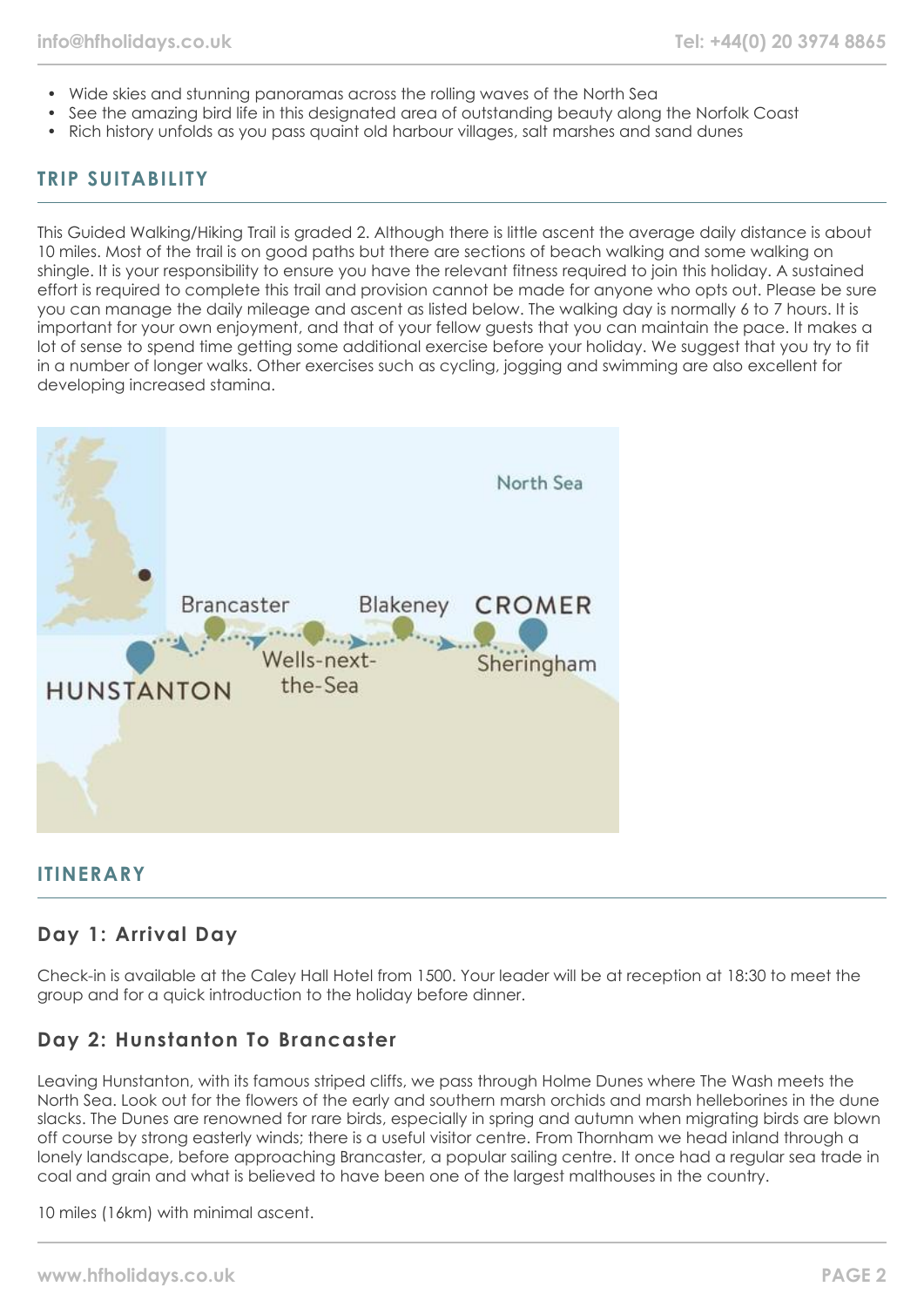- Wide skies and stunning panoramas across the rolling waves of the North Sea
- See the amazing bird life in this designated area of outstanding beauty along the Norfolk Coast
- Rich history unfolds as you pass quaint old harbour villages, salt marshes and sand dunes

## TRIP SUITABILITY

This Guided Walking/Hiking Trail is graded 2. Although there is little ascent the average daily distance is about 10 miles. Most of the trail is on good paths but there are sections of beach walking and some walking on shingle. It is your responsibility to ensure you have the relevant fitness required to join this holiday. A sustained effort is required to complete this trail and provision cannot be made for anyone who opts out. Please be sure you can manage the daily mileage and ascent as listed below. The walking day is normally 6 to 7 hours. It is important for your own enjoyment, and that of your fellow guests that you can maintain the pace. It makes a lot of sense to spend time getting some additional exercise before your holiday. We suggest that you try to fit in a number of longer walks. Other exercises such as cycling, jogging and swimming are also excellent for developing increased stamina.

## ITINERARY

### Day 1: Arrival Day

Check-in is available at the Caley Hall Hotel from 1500. Your leader will be at reception at 18:30 to meet the group and for a quick introduction to the holiday before dinner.

### Day 2: Hunstanton To Brancaster

Leaving Hunstanton, with its famous striped cliffs, we pass through Holme Dunes where The Wash meets the North Sea. Look out for the flowers of the early and southern marsh orchids and marsh helleborines in the dune slacks. The Dunes are renowned for rare birds, especially in spring and autumn when migrating birds are blown off course by strong easterly winds; there is a useful visitor centre. From Thornham we head inland through a lonely landscape, before approaching Brancaster, a popular sailing centre. It once had a regular sea trade in coal and grain and what is believed to have been one of the largest malthouses in the country.

10 miles (16km) with minimal ascent.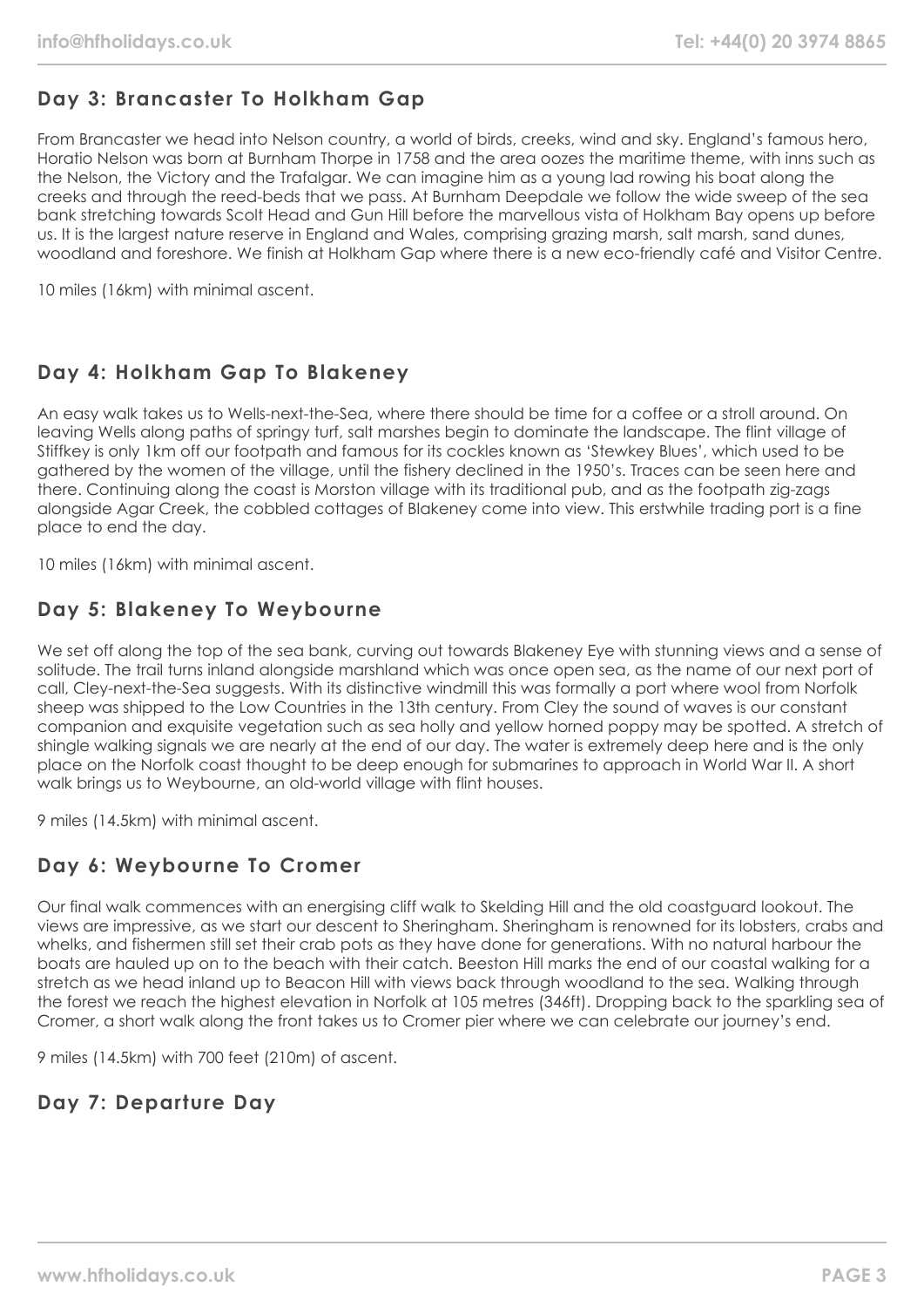## Day 3: Brancaster To Holkham Gap

From Brancaster we head into Nelson country, a world of birds, creeks, wind and sky. England's famous hero, Horatio Nelson was born at Burnham Thorpe in 1758 and the area oozes the maritime theme, with inns such as the Nelson, the Victory and the Trafalgar. We can imagine him as a young lad rowing his boat along the creeks and through the reed-beds that we pass. At Burnham Deepdale we follow the wide sweep of the sea bank stretching towards Scolt Head and Gun Hill before the marvellous vista of Holkham Bay opens up before us. It is the largest nature reserve in England and Wales, comprising grazing marsh, salt marsh, sand dunes, woodland and foreshore. We finish at Holkham Gap where there is a new eco-friendly café and Visitor Centre.

10 miles (16km) with minimal ascent.

## Day 4: Holkham Gap To Blakeney

An easy walk takes us to Wells-next-the-Sea, where there should be time for a coffee or a stroll around. On leaving Wells along paths of springy turf, salt marshes begin to dominate the landscape. The flint village of Stiffkey is only 1km off our footpath and famous for its cockles known as 'Stewkey Blues', which used to be gathered by the women of the village, until the fishery declined in the 1950's. Traces can be seen here and there. Continuing along the coast is Morston village with its traditional pub, and as the footpath zig-zags alongside Agar Creek, the cobbled cottages of Blakeney come into view. This erstwhile trading port is a fine place to end the day.

10 miles (16km) with minimal ascent.

## Day 5: Blakeney To Weybourne

We set off along the top of the sea bank, curving out towards Blakeney Eye with stunning views and a sense of solitude. The trail turns inland alongside marshland which was once open sea, as the name of our next port of call, Cley-next-the-Sea suggests. With its distinctive windmill this was formally a port where wool from Norfolk sheep was shipped to the Low Countries in the 13th century. From Cley the sound of waves is our constant companion and exquisite vegetation such as sea holly and yellow horned poppy may be spotted. A stretch of shingle walking signals we are nearly at the end of our day. The water is extremely deep here and is the only place on the Norfolk coast thought to be deep enough for submarines to approach in World War II. A short walk brings us to Weybourne, an old-world village with flint houses.

9 miles (14.5km) with minimal ascent.

## Day 6: Weybourne To Cromer

Our final walk commences with an energising cliff walk to Skelding Hill and the old coastguard lookout. The views are impressive, as we start our descent to Sheringham. Sheringham is renowned for its lobsters, crabs and whelks, and fishermen still set their crab pots as they have done for generations. With no natural harbour the boats are hauled up on to the beach with their catch. Beeston Hill marks the end of our coastal walking for a stretch as we head inland up to Beacon Hill with views back through woodland to the sea. Walking through the forest we reach the highest elevation in Norfolk at 105 metres (346ft). Dropping back to the sparkling sea of Cromer, a short walk along the front takes us to Cromer pier where we can celebrate our journey's end.

9 miles (14.5km) with 700 feet (210m) of ascent.

## Day 7: Departure Day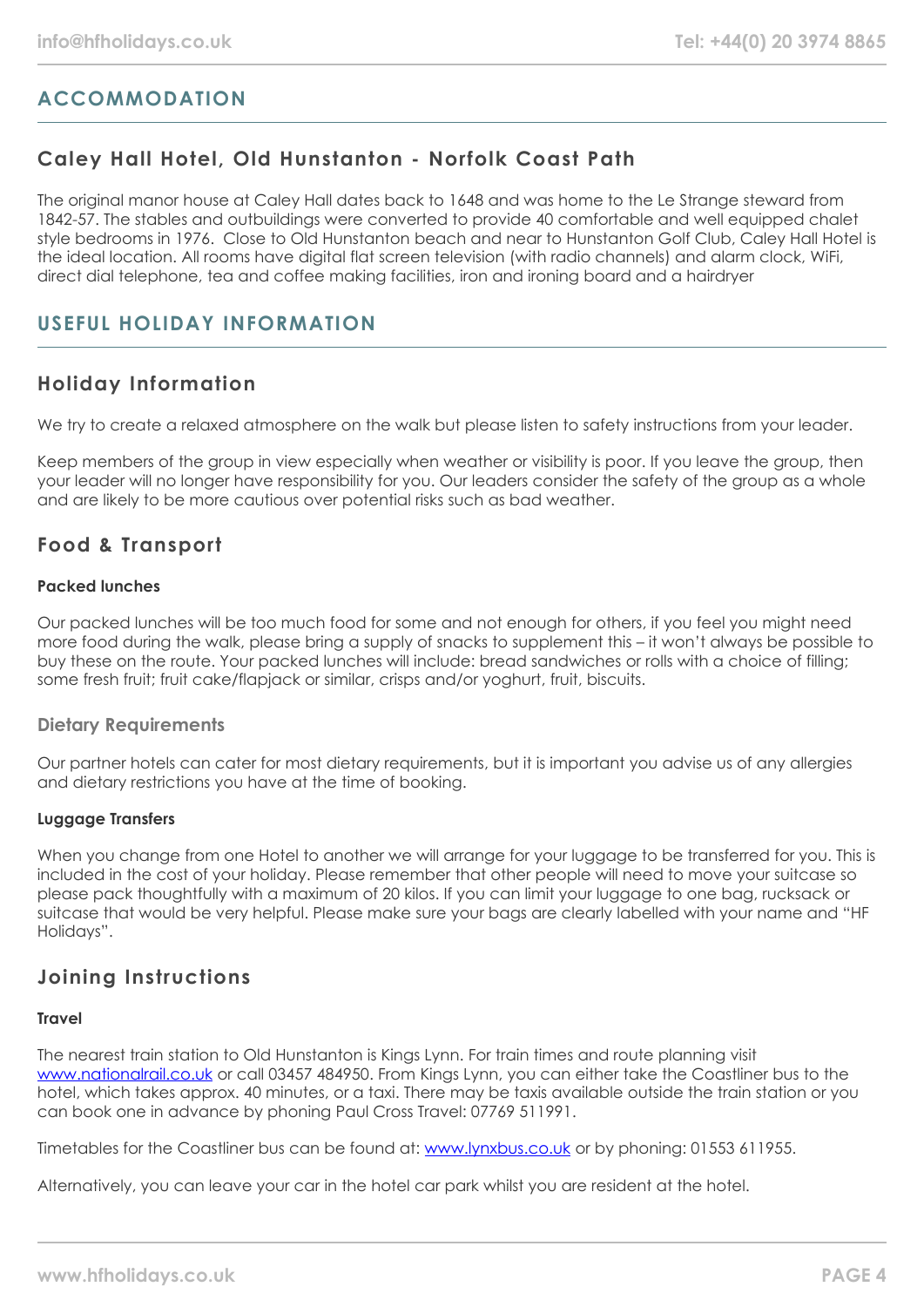# ACCOMMODATION

## Caley Hall Hotel, Old Hunstanton - Norfolk Coast Path

The original manor house at Caley Hall dates back to 1648 and was home to the Le Strange steward from 1842-57. The stables and outbuildings were converted to provide 40 comfortable and well equipped chalet style bedrooms in 1976. Close to Old Hunstanton beach and near to Hunstanton Golf Club, Caley Hall Hotel is the ideal location. All rooms have digital flat screen television (with radio channels) and alarm clock, WiFi, direct dial telephone, tea and coffee making facilities, iron and ironing board and a hairdryer

# USEFUL HOLIDAY INFORMATION

## Holiday Information

We try to create a relaxed atmosphere on the walk but please listen to safety instructions from your leader.

Keep members of the group in view especially when weather or visibility is poor. If you leave the group, then your leader will no longer have responsibility for you. Our leaders consider the safety of the group as a whole and are likely to be more cautious over potential risks such as bad weather.

## Food & Transport

**Packed lunches**

Our packed lunches will be too much food for some and not enough for others, if you feel you might need more food during the walk, please bring a supply of snacks to supplement this – it won't always be possible to buy these on the route. Your packed lunches will include: bread sandwiches or rolls with a choice of filling; some fresh fruit; fruit cake/flapjack or similar, crisps and/or yoghurt, fruit, biscuits.

### Dietary Requirements

Our partner hotels can cater for most dietary requirements, but it is important you advise us of any allergies and dietary restrictions you have at the time of booking.

**Luggage Transfers**

When you change from one Hotel to another we will arrange for your luggage to be transferred for you. This is included in the cost of your holiday. Please remember that other people will need to move your suitcase so please pack thoughtfully with a maximum of 20 kilos. If you can limit your luggage to one bag, rucksack or suitcase that would be very helpful. Please make sure your bags are clearly labelled with your name and "HF Holidays".

## Joining Instructions

**Travel**

The nearest train station to Old Hunstanton is Kings Lynn. For train times and route planning visit [www.nationalrail.co.uk](http://www.nationalrail.co.uk) or call 03457 484950. From Kings Lynn, you can either take the Coastliner bus to the hotel, which takes approx. 40 minutes, or a taxi. There may be taxis available outside the train station or you can book one in advance by phoning Paul Cross Travel: 07769 511991.

Timetables for the Coastliner bus can be found at: [www.lynxbus.co.uk](http://www.lynxbus.co.uk) or by phoning: 01553 611955.

Alternatively, you can leave your car in the hotel car park whilst you are resident at the hotel.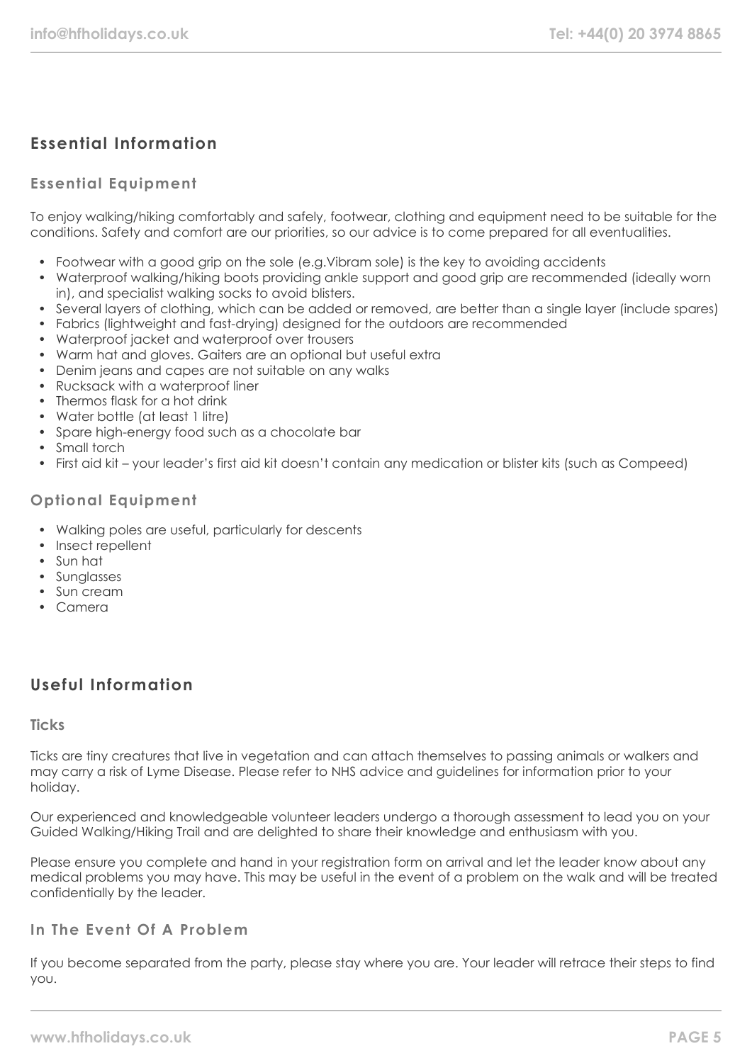## Essential Information

### Essential Equipment

To enjoy walking/hiking comfortably and safely, footwear, clothing and equipment need to be suitable for the conditions. Safety and comfort are our priorities, so our advice is to come prepared for all eventualities.

- Footwear with a good grip on the sole (e.g.Vibram sole) is the key to avoiding accidents
- Waterproof walking/hiking boots providing ankle support and good grip are recommended (ideally worn in), and specialist walking socks to avoid blisters.
- Several layers of clothing, which can be added or removed, are better than a single layer (include spares)
- Fabrics (lightweight and fast-drying) designed for the outdoors are recommended
- Waterproof jacket and waterproof over trousers
- Warm hat and gloves. Gaiters are an optional but useful extra
- Denim jeans and capes are not suitable on any walks
- Rucksack with a waterproof liner
- Thermos flask for a hot drink
- Water bottle (at least 1 litre)
- Spare high-energy food such as a chocolate bar
- Small torch
- First aid kit – your leader's first aid kit doesn't contain any medication or blister kits (such as Compeed)

### Optional Equipment

- Walking poles are useful, particularly for descents
- Insect repellent
- Sun hat
- Sunglasses
- Sun cream
- Camera

## Useful Information

### Ticks

Ticks are tiny creatures that live in vegetation and can attach themselves to passing animals or walkers and may carry a risk of Lyme Disease. Please refer to NHS advice and guidelines for information prior to your holiday.

Our experienced and knowledgeable volunteer leaders undergo a thorough assessment to lead you on your Guided Walking/Hiking Trail and are delighted to share their knowledge and enthusiasm with you.

Please ensure you complete and hand in your registration form on arrival and let the leader know about any medical problems you may have. This may be useful in the event of a problem on the walk and will be treated confidentially by the leader.

### In The Event Of A Problem

If you become separated from the party, please stay where you are. Your leader will retrace their steps to find you.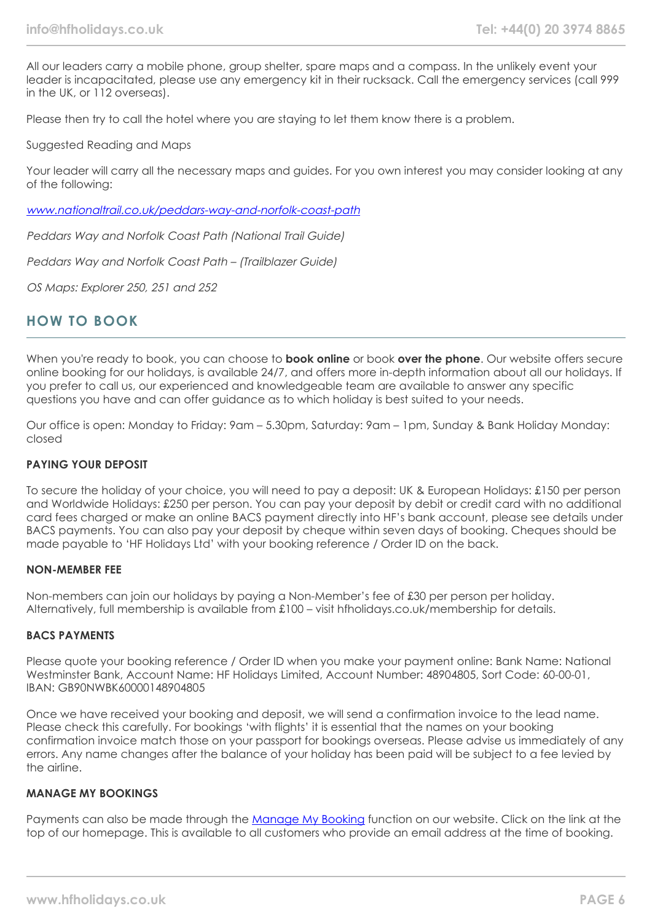All our leaders carry a mobile phone, group shelter, spare maps and a compass. In the unlikely event your leader is incapacitated, please use any emergency kit in their rucksack. Call the emergency services (call 999 in the UK, or 112 overseas).

Please then try to call the hotel where you are staying to let them know there is a problem.

Suggested Reading and Maps

Your leader will carry all the necessary maps and guides. For you own interest you may consider looking at any of the following:

*www.nationaltrail.co.uk/peddars-way-and-norfolk-coast-path*

*Peddars Way and Norfolk Coast Path (National Trail Guide)*

*Peddars Way and Norfolk Coast Path – (Trailblazer Guide)*

*OS Maps: Explorer 250, 251 and 252*

## HOW TO BOOK

When you're ready to book, you can choose to **book online** or book **over the phone**. Our website offers secure online booking for our holidays, is available 24/7, and offers more in-depth information about all our holidays. If you prefer to call us, our experienced and knowledgeable team are available to answer any specific questions you have and can offer guidance as to which holiday is best suited to your needs.

Our office is open: Monday to Friday: 9am – 5.30pm, Saturday: 9am – 1pm, Sunday & Bank Holiday Monday: closed

### PAYING YOUR DEPOSIT

To secure the holiday of your choice, you will need to pay a deposit: UK & European Holidays: £150 per person and Worldwide Holidays: £250 per person. You can pay your deposit by debit or credit card with no additional card fees charged or make an online BACS payment directly into HF's bank account, please see details under BACS payments. You can also pay your deposit by cheque within seven days of booking. Cheques should be made payable to 'HF Holidays Ltd' with your booking reference / Order ID on the back.

### NON-MEMBER FEE

Non-members can join our holidays by paying a Non-Member's fee of £30 per person per holiday. Alternatively, full membership is available from £100 – visit hfholidays.co.uk/membership for details.

### BACS PAYMENTS

Please quote your booking reference / Order ID when you make your payment online: Bank Name: National Westminster Bank, Account Name: HF Holidays Limited, Account Number: 48904805, Sort Code: 60-00-01, IBAN: GB90NWBK60000148904805

Once we have received your booking and deposit, we will send a confirmation invoice to the lead name. Please check this carefully. For bookings 'with flights' it is essential that the names on your booking confirmation invoice match those on your passport for bookings overseas. Please advise us immediately of any errors. Any name changes after the balance of your holiday has been paid will be subject to a fee levied by the airline.

### MANAGE MY BOOKINGS

Payments can also be made through the Manage My Booking function on our website. Click on the link at the top of our homepage. This is available to all customers who provide an email address at the time of booking.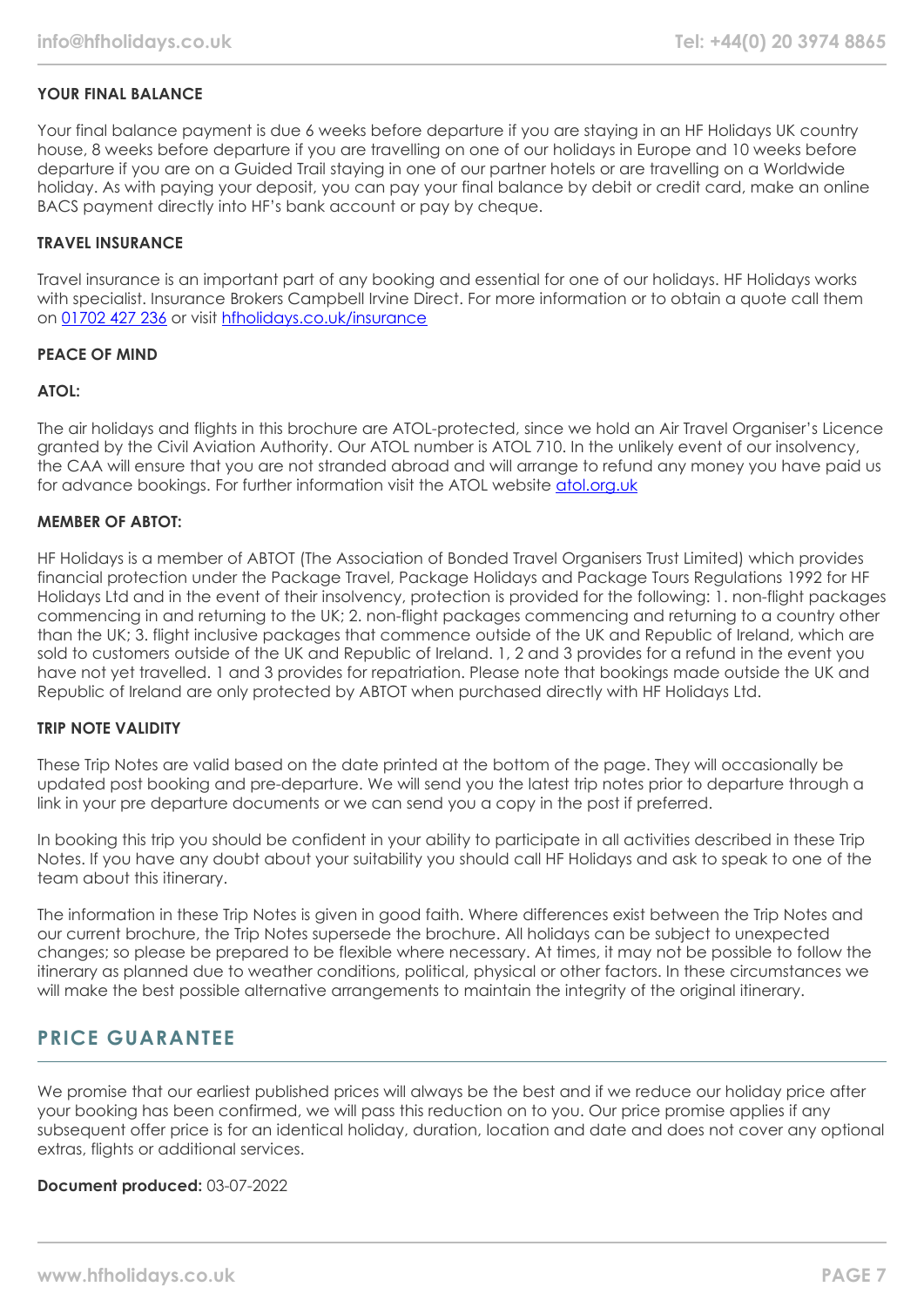**YOUR FINAL BALANCE**

Your final balance payment is due 6 weeks before departure if you are staying in an HF Holidays UK country house, 8 weeks before departure if you are travelling on one of our holidays in Europe and 10 weeks before departure if you are on a Guided Trail staying in one of our partner hotels or are travelling on a Worldwide holiday. As with paying your deposit, you can pay your final balance by debit or credit card, make an online BACS payment directly into HF's bank account or pay by cheque.

**TRAVEL INSURANCE**

Travel insurance is an important part of any booking and essential for one of our holidays. HF Holidays works with specialist. Insurance Brokers Campbell Irvine Direct. For more information or to obtain a quote call them on [01702 427 236](tel:01702427236) or visit [hfholidays.co.uk/insurance](https://hfholidays.co.uk/insurance)

**PEACE OF MIND**

**ATOL:**

The air holidays and flights in this brochure are ATOL-protected, since we hold an Air Travel Organiser's Licence granted by the Civil Aviation Authority. Our ATOL number is ATOL 710. In the unlikely event of our insolvency, the CAA will ensure that you are not stranded abroad and will arrange to refund any money you have paid us for advance bookings. For further information visit the ATOL website [atol.org.uk](https://atol.org.uk)

**MEMBER OF ABTOT:**

HF Holidays is a member of ABTOT (The Association of Bonded Travel Organisers Trust Limited) which provides financial protection under the Package Travel, Package Holidays and Package Tours Regulations 1992 for HF Holidays Ltd and in the event of their insolvency, protection is provided for the following: 1. non-flight packages commencing in and returning to the UK; 2. non-flight packages commencing and returning to a country other than the UK; 3. flight inclusive packages that commence outside of the UK and Republic of Ireland, which are sold to customers outside of the UK and Republic of Ireland. 1, 2 and 3 provides for a refund in the event you have not yet travelled. 1 and 3 provides for repatriation. Please note that bookings made outside the UK and Republic of Ireland are only protected by ABTOT when purchased directly with HF Holidays Ltd.

**TRIP NOTE VALIDITY**

These Trip Notes are valid based on the date printed at the bottom of the page. They will occasionally be updated post booking and pre-departure. We will send you the latest trip notes prior to departure through a link in your pre departure documents or we can send you a copy in the post if preferred.

In booking this trip you should be confident in your ability to participate in all activities described in these Trip Notes. If you have any doubt about your suitability you should call HF Holidays and ask to speak to one of the team about this itinerary.

The information in these Trip Notes is given in good faith. Where differences exist between the Trip Notes and our current brochure, the Trip Notes supersede the brochure. All holidays can be subject to unexpected changes; so please be prepared to be flexible where necessary. At times, it may not be possible to follow the itinerary as planned due to weather conditions, political, physical or other factors. In these circumstances we will make the best possible alternative arrangements to maintain the integrity of the original itinerary.

## PRICE GUARANTEE

We promise that our earliest published prices will always be the best and if we reduce our holiday price after your booking has been confirmed, we will pass this reduction on to you. Our price promise applies if any subsequent offer price is for an identical holiday, duration, location and date and does not cover any optional extras, flights or additional services.

**Document produced:** 03-07-2022